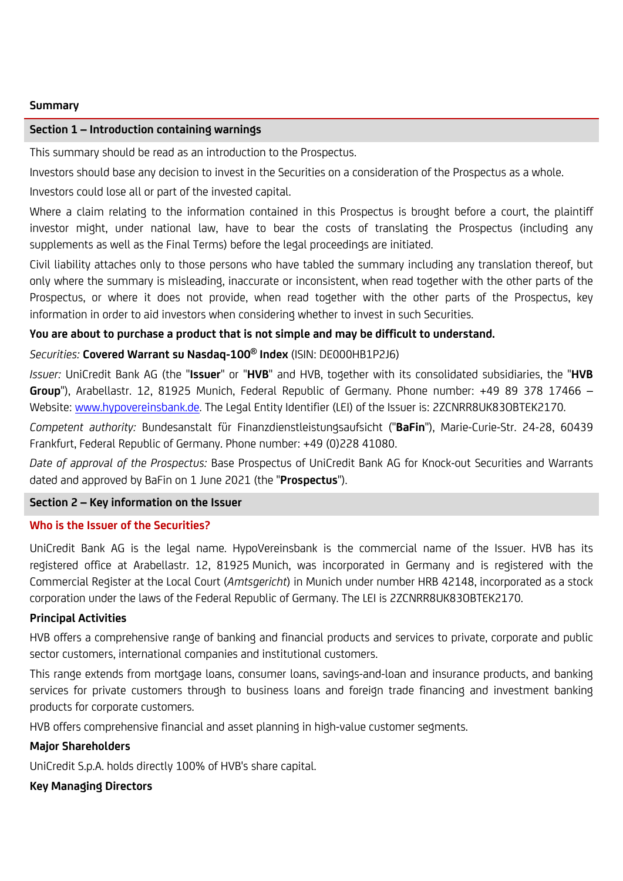## Summary

### Section 1 – Introduction containing warnings

This summary should be read as an introduction to the Prospectus.

Investors should base any decision to invest in the Securities on a consideration of the Prospectus as a whole.

Investors could lose all or part of the invested capital.

Where a claim relating to the information contained in this Prospectus is brought before a court, the plaintiff investor might, under national law, have to bear the costs of translating the Prospectus (including any supplements as well as the Final Terms) before the legal proceedings are initiated.

Civil liability attaches only to those persons who have tabled the summary including any translation thereof, but only where the summary is misleading, inaccurate or inconsistent, when read together with the other parts of the Prospectus, or where it does not provide, when read together with the other parts of the Prospectus, key information in order to aid investors when considering whether to invest in such Securities.

**You are about to purchase a product that is not simple and may be difficult to understand.**

*Securities:* **Covered Warrant su Nasdaq-100® Index** (ISIN: DE000HB1P2J6)

*Issuer:* UniCredit Bank AG (the "**Issuer**" or "**HVB**" and HVB, together with its consolidated subsidiaries, the "**HVB Group**"), Arabellastr. 12, 81925 Munich, Federal Republic of Germany. Phone number: +49 89 378 17466 – Website: [www.hypovereinsbank.de](www.hypovereinsbank.de). The Legal Entity Identifier (LEI) of the Issuer is: 2ZCNRR8UK83OBTEK2170.

*Competent authority:* Bundesanstalt für Finanzdienstleistungsaufsicht ("**BaFin**"), Marie-Curie-Str. 24-28, 60439 Frankfurt, Federal Republic of Germany. Phone number: +49 (0)228 41080.

*Date of approval of the Prospectus:* Base Prospectus of UniCredit Bank AG for Knock-out Securities and Warrants dated and approved by BaFin on 1 June 2021 (the "**Prospectus**").

### Section 2 – Key information on the Issuer

#### Who is the Issuer of the Securities?

UniCredit Bank AG is the legal name. HypoVereinsbank is the commercial name of the Issuer. HVB has its registered office at Arabellastr. 12, 81925 Munich, was incorporated in Germany and is registered with the Commercial Register at the Local Court (*Amtsgericht*) in Munich under number HRB 42148, incorporated as a stock corporation under the laws of the Federal Republic of Germany. The LEI is 2ZCNRR8UK83OBTEK2170.

**Principal Activities**

HVB offers a comprehensive range of banking and financial products and services to private, corporate and public sector customers, international companies and institutional customers.

This range extends from mortgage loans, consumer loans, savings-and-loan and insurance products, and banking services for private customers through to business loans and foreign trade financing and investment banking products for corporate customers.

HVB offers comprehensive financial and asset planning in high-value customer segments.

**Major Shareholders**

UniCredit S.p.A. holds directly 100% of HVB's share capital.

**Key Managing Directors**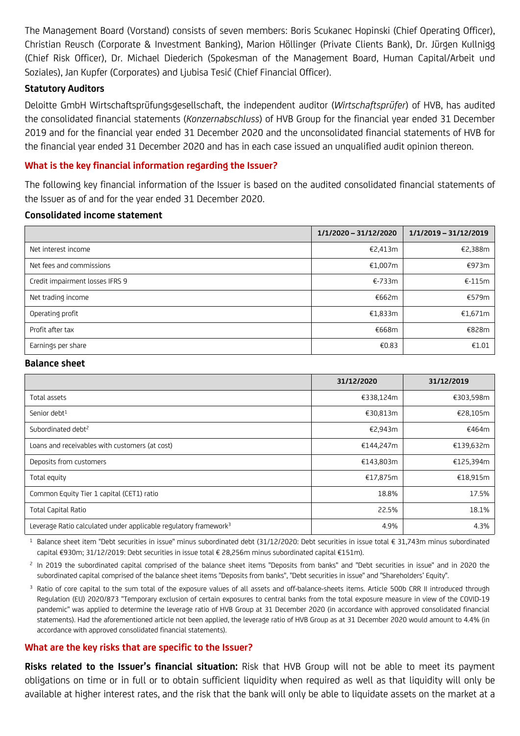The Management Board (Vorstand) consists of seven members: Boris Scukanec Hopinski (Chief Operating Officer), Christian Reusch (Corporate & Investment Banking), Marion Höllinger (Private Clients Bank), Dr. Jürgen Kullnigg (Chief Risk Officer), Dr. Michael Diederich (Spokesman of the Management Board, Human Capital/Arbeit und Soziales), Jan Kupfer (Corporates) and Ljubisa Tesić (Chief Financial Officer).

### Statutory Auditors

Deloitte GmbH Wirtschaftsprüfungsgesellschaft, the independent auditor (*Wirtschaftsprüfer*) of HVB, has audited the consolidated financial statements (*Konzernabschluss*) of HVB Group for the financial year ended 31 December 2019 and for the financial year ended 31 December 2020 and the unconsolidated financial statements of HVB for the financial year ended 31 December 2020 and has in each case issued an unqualified audit opinion thereon.

## What is the key financial information regarding the Issuer?

The following key financial information of the Issuer is based on the audited consolidated financial statements of the Issuer as of and for the year ended 31 December 2020.

### Consolidated income statement

| | 1/1/2020 – 31/12/2020 | 1/1/2019 – 31/12/2019 |
|---|---|---|
| Net interest income | €2,413m | €2,388m |
| Net fees and commissions | €1,007m | €973m |
| Credit impairment losses IFRS 9 | €-733m | €-115m |
| Net trading income | €662m | €579m |
| Operating profit | €1,833m | €1,671m |
| Profit after tax | €668m | €828m |
| Earnings per share | €0.83 | €1.01 |

### Balance sheet

| | 31/12/2020 | 31/12/2019 |
|---|---|---|
| Total assets | €338,124m | €303,598m |
| Senior debt[1] | €30,813m | €28,105m |
| Subordinated debt[2] | €2,943m | €464m |
| Loans and receivables with customers (at cost) | €144,247m | €139,632m |
| Deposits from customers | €143,803m | €125,394m |
| Total equity | €17,875m | €18,915m |
| Common Equity Tier 1 capital (CET1) ratio | 18.8% | 17.5% |
| Total Capital Ratio | 22.5% | 18.1% |
| Leverage Ratio calculated under applicable regulatory framework[3] | 4.9% | 4.3% |

[1] Balance sheet item "Debt securities in issue" minus subordinated debt (31/12/2020: Debt securities in issue total € 31,743m minus subordinated capital €930m; 31/12/2019: Debt securities in issue total € 28,256m minus subordinated capital €151m).

[2] In 2019 the subordinated capital comprised of the balance sheet items "Deposits from banks" and "Debt securities in issue" and in 2020 the subordinated capital comprised of the balance sheet items "Deposits from banks", "Debt securities in issue" and "Shareholders' Equity".

[3] Ratio of core capital to the sum total of the exposure values of all assets and off-balance-sheets items. Article 500b CRR II introduced through Regulation (EU) 2020/873 "Temporary exclusion of certain exposures to central banks from the total exposure measure in view of the COVID-19 pandemic" was applied to determine the leverage ratio of HVB Group at 31 December 2020 (in accordance with approved consolidated financial statements). Had the aforementioned article not been applied, the leverage ratio of HVB Group as at 31 December 2020 would amount to 4.4% (in accordance with approved consolidated financial statements).

## What are the key risks that are specific to the Issuer?

**Risks related to the Issuer's financial situation:** Risk that HVB Group will not be able to meet its payment obligations on time or in full or to obtain sufficient liquidity when required as well as that liquidity will only be available at higher interest rates, and the risk that the bank will only be able to liquidate assets on the market at a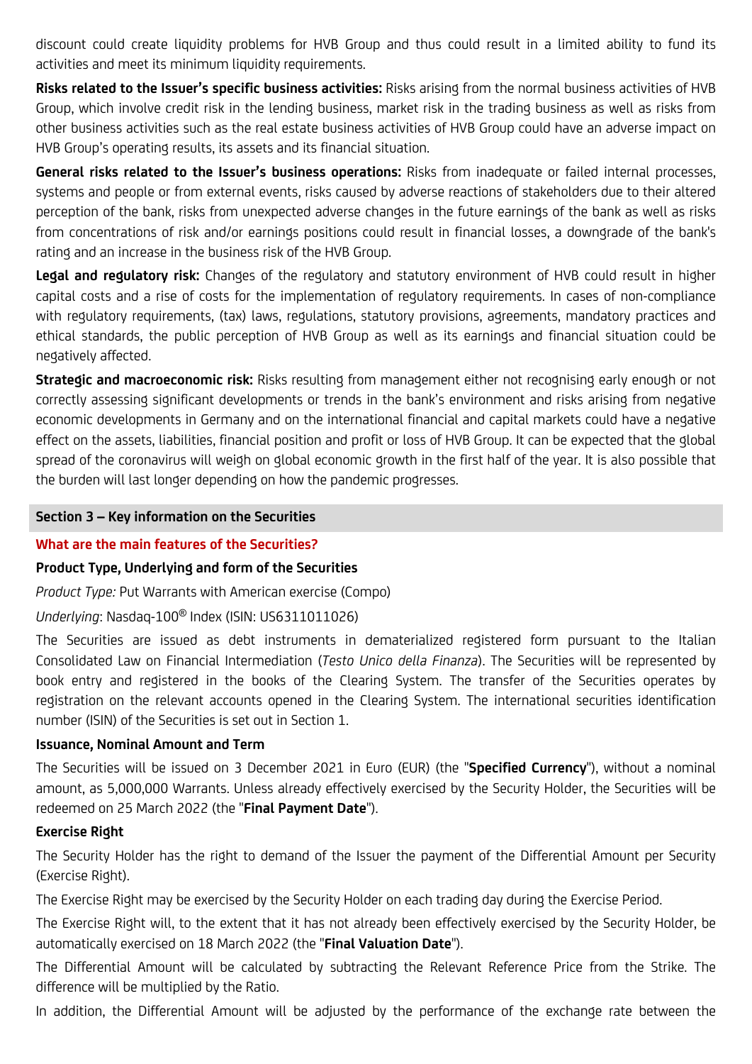discount could create liquidity problems for HVB Group and thus could result in a limited ability to fund its activities and meet its minimum liquidity requirements.

**Risks related to the Issuer's specific business activities:** Risks arising from the normal business activities of HVB Group, which involve credit risk in the lending business, market risk in the trading business as well as risks from other business activities such as the real estate business activities of HVB Group could have an adverse impact on HVB Group's operating results, its assets and its financial situation.

**General risks related to the Issuer's business operations:** Risks from inadequate or failed internal processes, systems and people or from external events, risks caused by adverse reactions of stakeholders due to their altered perception of the bank, risks from unexpected adverse changes in the future earnings of the bank as well as risks from concentrations of risk and/or earnings positions could result in financial losses, a downgrade of the bank's rating and an increase in the business risk of the HVB Group.

**Legal and regulatory risk:** Changes of the regulatory and statutory environment of HVB could result in higher capital costs and a rise of costs for the implementation of regulatory requirements. In cases of non-compliance with regulatory requirements, (tax) laws, regulations, statutory provisions, agreements, mandatory practices and ethical standards, the public perception of HVB Group as well as its earnings and financial situation could be negatively affected.

**Strategic and macroeconomic risk:** Risks resulting from management either not recognising early enough or not correctly assessing significant developments or trends in the bank's environment and risks arising from negative economic developments in Germany and on the international financial and capital markets could have a negative effect on the assets, liabilities, financial position and profit or loss of HVB Group. It can be expected that the global spread of the coronavirus will weigh on global economic growth in the first half of the year. It is also possible that the burden will last longer depending on how the pandemic progresses.

## Section 3 – Key information on the Securities

### What are the main features of the Securities?

**Product Type, Underlying and form of the Securities**

*Product Type:* Put Warrants with American exercise (Compo)

*Underlying*: Nasdaq-100® Index (ISIN: US6311011026)

The Securities are issued as debt instruments in dematerialized registered form pursuant to the Italian Consolidated Law on Financial Intermediation (*Testo Unico della Finanza*). The Securities will be represented by book entry and registered in the books of the Clearing System. The transfer of the Securities operates by registration on the relevant accounts opened in the Clearing System. The international securities identification number (ISIN) of the Securities is set out in Section 1.

**Issuance, Nominal Amount and Term**

The Securities will be issued on 3 December 2021 in Euro (EUR) (the "**Specified Currency**"), without a nominal amount, as 5,000,000 Warrants. Unless already effectively exercised by the Security Holder, the Securities will be redeemed on 25 March 2022 (the "**Final Payment Date**").

**Exercise Right**

The Security Holder has the right to demand of the Issuer the payment of the Differential Amount per Security (Exercise Right).

The Exercise Right may be exercised by the Security Holder on each trading day during the Exercise Period.

The Exercise Right will, to the extent that it has not already been effectively exercised by the Security Holder, be automatically exercised on 18 March 2022 (the "**Final Valuation Date**").

The Differential Amount will be calculated by subtracting the Relevant Reference Price from the Strike. The difference will be multiplied by the Ratio.

In addition, the Differential Amount will be adjusted by the performance of the exchange rate between the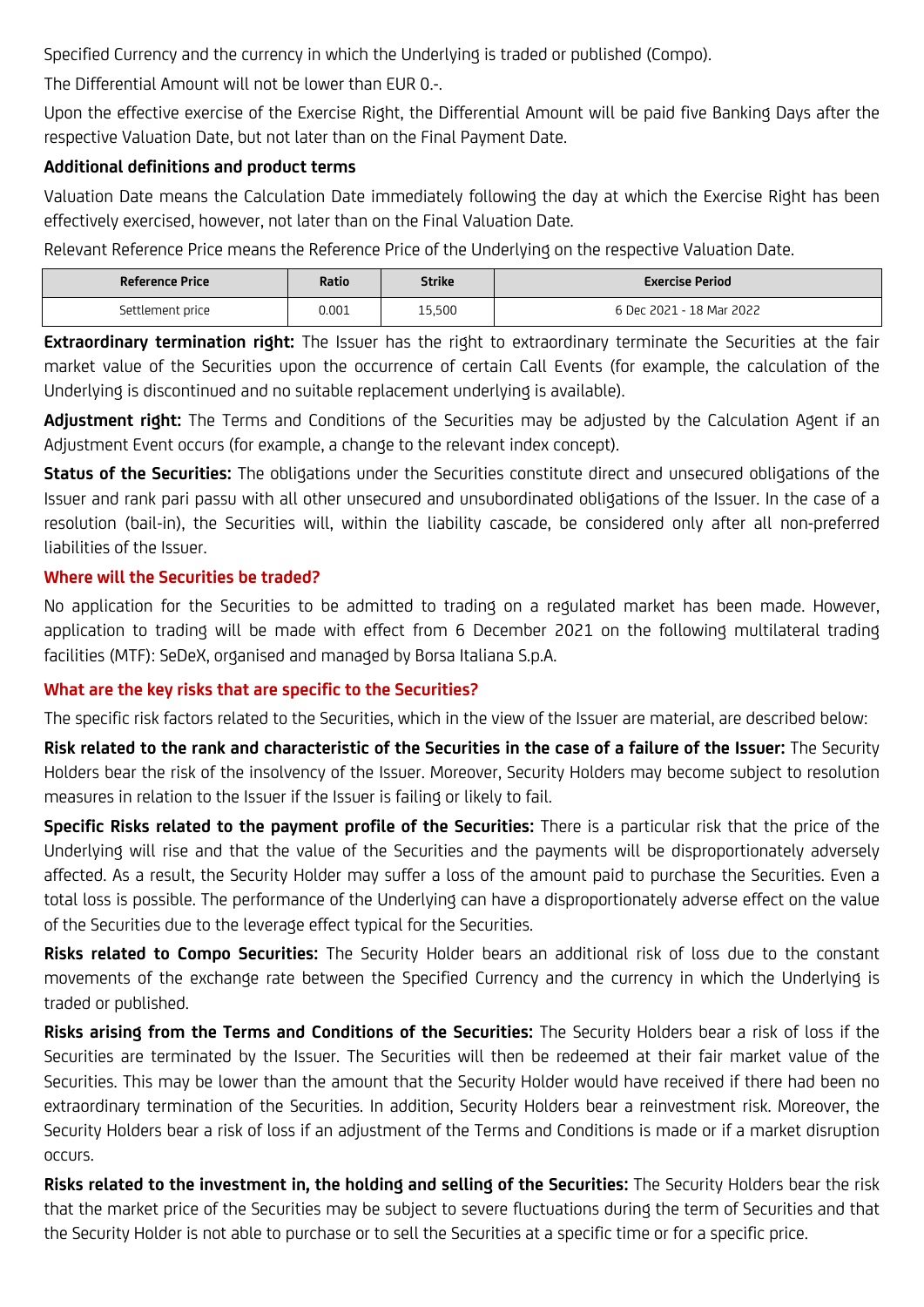Specified Currency and the currency in which the Underlying is traded or published (Compo).

The Differential Amount will not be lower than EUR 0.-.

Upon the effective exercise of the Exercise Right, the Differential Amount will be paid five Banking Days after the respective Valuation Date, but not later than on the Final Payment Date.

**Additional definitions and product terms**

Valuation Date means the Calculation Date immediately following the day at which the Exercise Right has been effectively exercised, however, not later than on the Final Valuation Date.

Relevant Reference Price means the Reference Price of the Underlying on the respective Valuation Date.

| Reference Price | Ratio | Strike | Exercise Period |
|---|---|---|---|
| Settlement price | 0.001 | 15,500 | 6 Dec 2021 - 18 Mar 2022 |

**Extraordinary termination right:** The Issuer has the right to extraordinary terminate the Securities at the fair market value of the Securities upon the occurrence of certain Call Events (for example, the calculation of the Underlying is discontinued and no suitable replacement underlying is available).

**Adjustment right:** The Terms and Conditions of the Securities may be adjusted by the Calculation Agent if an Adjustment Event occurs (for example, a change to the relevant index concept).

**Status of the Securities:** The obligations under the Securities constitute direct and unsecured obligations of the Issuer and rank pari passu with all other unsecured and unsubordinated obligations of the Issuer. In the case of a resolution (bail-in), the Securities will, within the liability cascade, be considered only after all non-preferred liabilities of the Issuer.

### Where will the Securities be traded?

No application for the Securities to be admitted to trading on a regulated market has been made. However, application to trading will be made with effect from 6 December 2021 on the following multilateral trading facilities (MTF): SeDeX, organised and managed by Borsa Italiana S.p.A.

### What are the key risks that are specific to the Securities?

The specific risk factors related to the Securities, which in the view of the Issuer are material, are described below:

**Risk related to the rank and characteristic of the Securities in the case of a failure of the Issuer:** The Security Holders bear the risk of the insolvency of the Issuer. Moreover, Security Holders may become subject to resolution measures in relation to the Issuer if the Issuer is failing or likely to fail.

**Specific Risks related to the payment profile of the Securities:** There is a particular risk that the price of the Underlying will rise and that the value of the Securities and the payments will be disproportionately adversely affected. As a result, the Security Holder may suffer a loss of the amount paid to purchase the Securities. Even a total loss is possible. The performance of the Underlying can have a disproportionately adverse effect on the value of the Securities due to the leverage effect typical for the Securities.

**Risks related to Compo Securities:** The Security Holder bears an additional risk of loss due to the constant movements of the exchange rate between the Specified Currency and the currency in which the Underlying is traded or published.

**Risks arising from the Terms and Conditions of the Securities:** The Security Holders bear a risk of loss if the Securities are terminated by the Issuer. The Securities will then be redeemed at their fair market value of the Securities. This may be lower than the amount that the Security Holder would have received if there had been no extraordinary termination of the Securities. In addition, Security Holders bear a reinvestment risk. Moreover, the Security Holders bear a risk of loss if an adjustment of the Terms and Conditions is made or if a market disruption occurs.

**Risks related to the investment in, the holding and selling of the Securities:** The Security Holders bear the risk that the market price of the Securities may be subject to severe fluctuations during the term of Securities and that the Security Holder is not able to purchase or to sell the Securities at a specific time or for a specific price.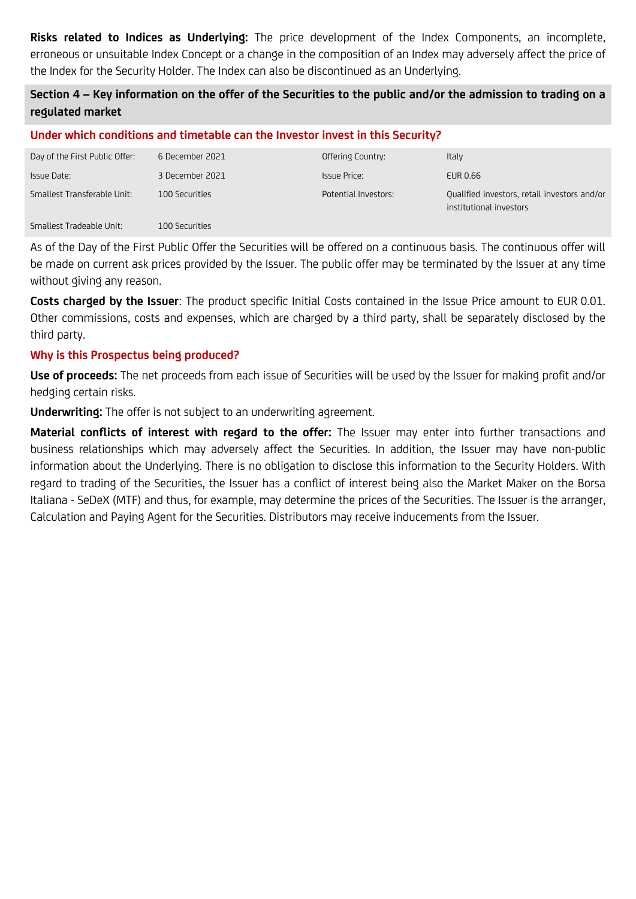**Risks related to Indices as Underlying:** The price development of the Index Components, an incomplete, erroneous or unsuitable Index Concept or a change in the composition of an Index may adversely affect the price of the Index for the Security Holder. The Index can also be discontinued as an Underlying.

## Section 4 – Key information on the offer of the Securities to the public and/or the admission to trading on a regulated market

### Under which conditions and timetable can the Investor invest in this Security?

| | | | |
|---|---|---|---|
| Day of the First Public Offer: | 6 December 2021 | Offering Country: | Italy |
| Issue Date: | 3 December 2021 | Issue Price: | EUR 0.66 |
| Smallest Transferable Unit: | 100 Securities | Potential Investors: | Qualified investors, retail investors and/or institutional investors |
| Smallest Tradeable Unit: | 100 Securities | | |

As of the Day of the First Public Offer the Securities will be offered on a continuous basis. The continuous offer will be made on current ask prices provided by the Issuer. The public offer may be terminated by the Issuer at any time without giving any reason.

**Costs charged by the Issuer**: The product specific Initial Costs contained in the Issue Price amount to EUR 0.01. Other commissions, costs and expenses, which are charged by a third party, shall be separately disclosed by the third party.

### Why is this Prospectus being produced?

**Use of proceeds:** The net proceeds from each issue of Securities will be used by the Issuer for making profit and/or hedging certain risks.

**Underwriting:** The offer is not subject to an underwriting agreement.

**Material conflicts of interest with regard to the offer:** The Issuer may enter into further transactions and business relationships which may adversely affect the Securities. In addition, the Issuer may have non-public information about the Underlying. There is no obligation to disclose this information to the Security Holders. With regard to trading of the Securities, the Issuer has a conflict of interest being also the Market Maker on the Borsa Italiana - SeDeX (MTF) and thus, for example, may determine the prices of the Securities. The Issuer is the arranger, Calculation and Paying Agent for the Securities. Distributors may receive inducements from the Issuer.